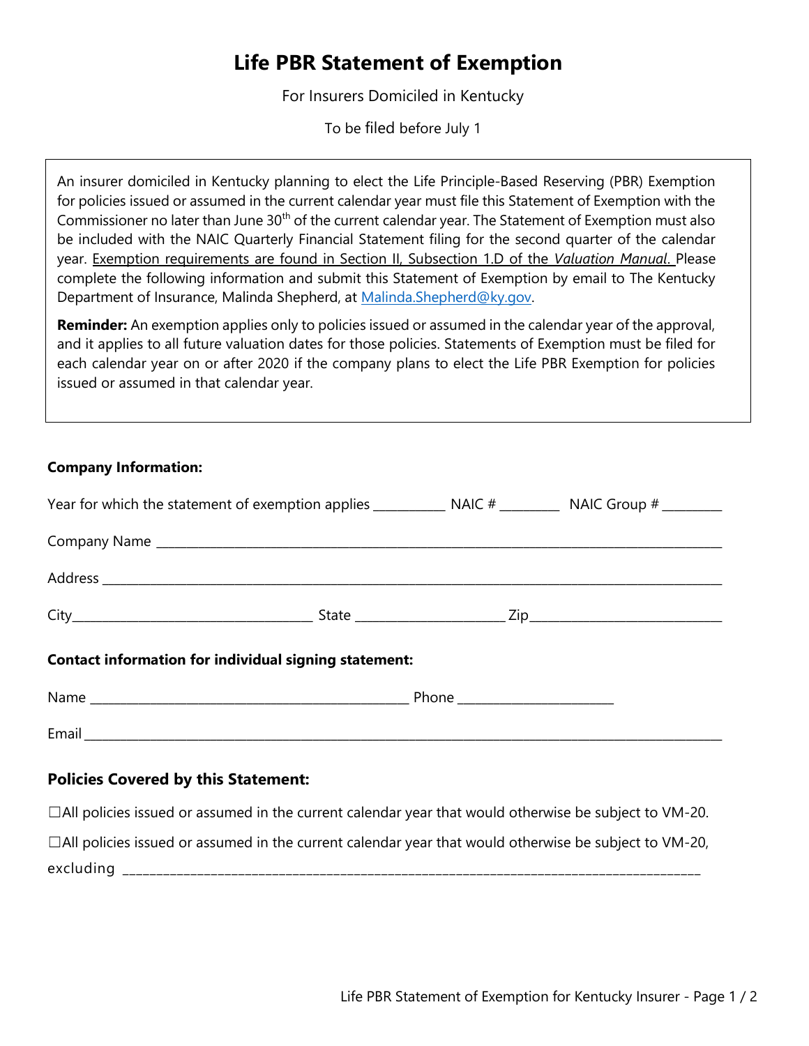# Life PBR Statement of Exemption

For Insurers Domiciled in Kentucky

To be filed before July 1

An insurer domiciled in Kentucky planning to elect the Life Principle-Based Reserving (PBR) Exemption for policies issued or assumed in the current calendar year must file this Statement of Exemption with the Commissioner no later than June 30th of the current calendar year. The Statement of Exemption must also be included with the NAIC Quarterly Financial Statement filing for the second quarter of the calendar year. Exemption requirements are found in Section II, Subsection 1.D of the *Valuation Manual*. Please complete the following information and submit this Statement of Exemption by email to The Kentucky Department of Insurance, Malinda Shepherd, at Malinda.Shepherd@ky.gov.

**Reminder:** An exemption applies only to policies issued or assumed in the calendar year of the approval, and it applies to all future valuation dates for those policies. Statements of Exemption must be filed for each calendar year on or after 2020 if the company plans to elect the Life PBR Exemption for policies issued or assumed in that calendar year.

**Company Information:**

Year for which the statement of exemption applies __________ NAIC # ________ NAIC Group # ________

Company Name ____________________________________________________________

Address ____________________________________________________________

City_____________________________ State ___________________ Zip_________________________

**Contact information for individual signing statement:**

Name ________________________________________ Phone ____________________

Email ____________________________________________________________

### Policies Covered by this Statement:

☐All policies issued or assumed in the current calendar year that would otherwise be subject to VM-20.

☐All policies issued or assumed in the current calendar year that would otherwise be subject to VM-20, excluding ____________________________________________________________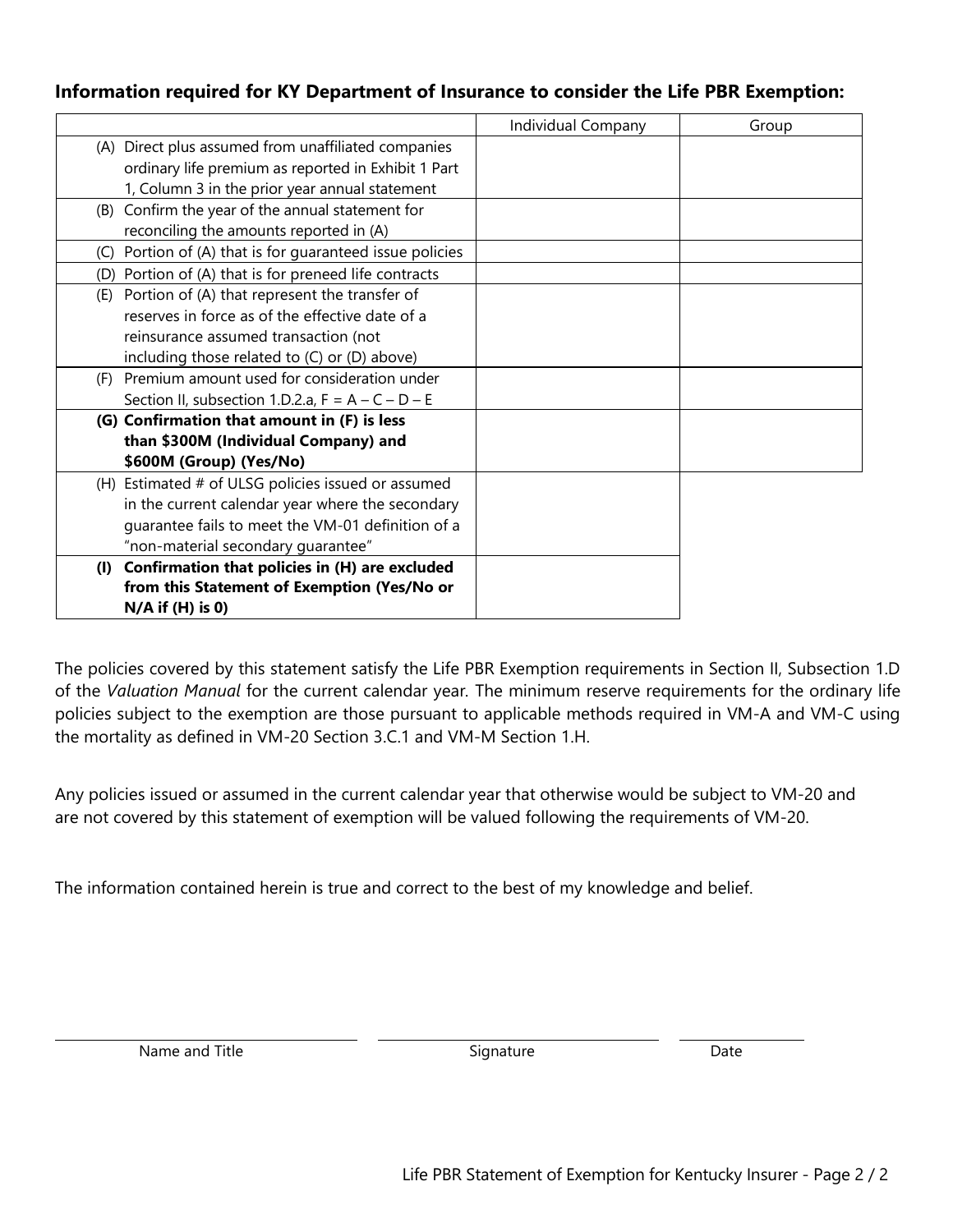### Information required for KY Department of Insurance to consider the Life PBR Exemption:

| | Individual Company | Group |
|---|---|---|
| (A) Direct plus assumed from unaffiliated companies ordinary life premium as reported in Exhibit 1 Part 1, Column 3 in the prior year annual statement | | |
| (B) Confirm the year of the annual statement for reconciling the amounts reported in (A) | | |
| (C) Portion of (A) that is for guaranteed issue policies | | |
| (D) Portion of (A) that is for preneed life contracts | | |
| (E) Portion of (A) that represent the transfer of reserves in force as of the effective date of a reinsurance assumed transaction (not including those related to (C) or (D) above) | | |
| (F) Premium amount used for consideration under Section II, subsection 1.D.2.a, F = A – C – D – E | | |
| **(G) Confirmation that amount in (F) is less than $300M (Individual Company) and $600M (Group) (Yes/No)** | | |
| (H) Estimated # of ULSG policies issued or assumed in the current calendar year where the secondary guarantee fails to meet the VM-01 definition of a "non-material secondary guarantee" | | |
| **(I) Confirmation that policies in (H) are excluded from this Statement of Exemption (Yes/No or N/A if (H) is 0)** | | |

The policies covered by this statement satisfy the Life PBR Exemption requirements in Section II, Subsection 1.D of the *Valuation Manual* for the current calendar year. The minimum reserve requirements for the ordinary life policies subject to the exemption are those pursuant to applicable methods required in VM-A and VM-C using the mortality as defined in VM-20 Section 3.C.1 and VM-M Section 1.H.

Any policies issued or assumed in the current calendar year that otherwise would be subject to VM-20 and are not covered by this statement of exemption will be valued following the requirements of VM-20.

The information contained herein is true and correct to the best of my knowledge and belief.

Name and Title ______________________ Signature ______________________ Date ____________